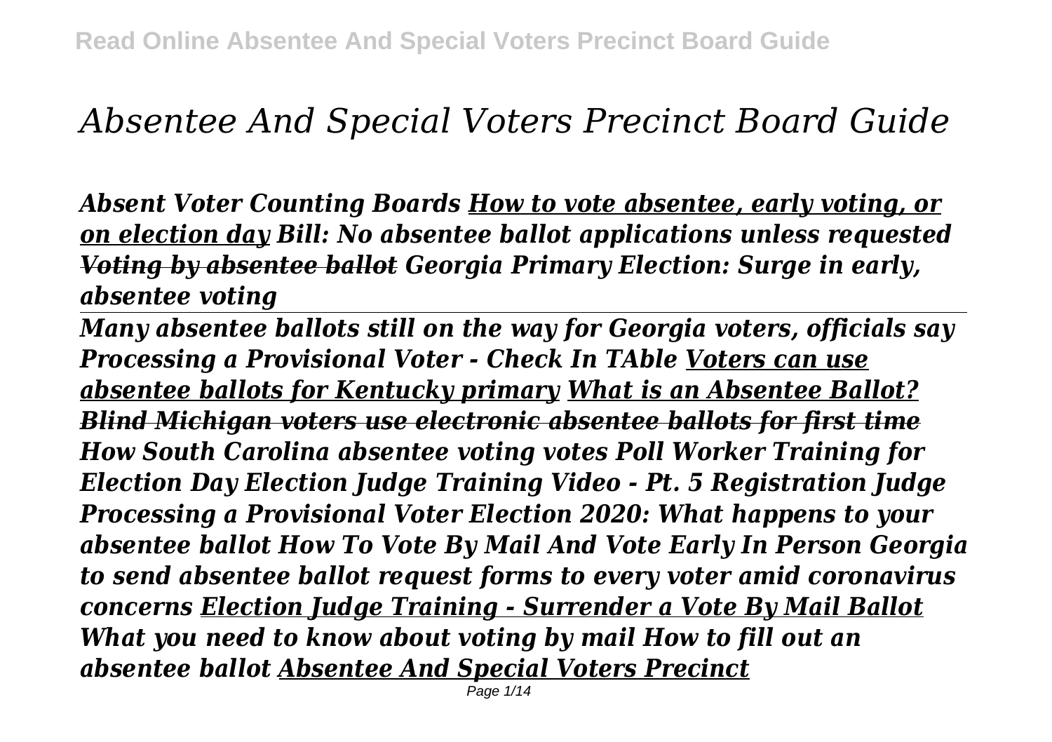# *Absentee And Special Voters Precinct Board Guide*

***Absent Voter Counting Boards*** ***How to vote absentee, early voting, or on election day*** ***Bill: No absentee ballot applications unless requested*** ***~~Voting by absentee ballot~~*** ***Georgia Primary Election: Surge in early, absentee voting***

***Many absentee ballots still on the way for Georgia voters, officials say*** ***Processing a Provisional Voter - Check In TAble*** ***Voters can use absentee ballots for Kentucky primary*** ***What is an Absentee Ballot?*** ***~~Blind Michigan voters use electronic absentee ballots for first time~~*** ***How South Carolina absentee voting votes*** ***Poll Worker Training for Election Day*** ***Election Judge Training Video - Pt. 5 Registration Judge Processing a Provisional Voter*** ***Election 2020: What happens to your absentee ballot*** ***How To Vote By Mail And Vote Early In Person*** ***Georgia to send absentee ballot request forms to every voter amid coronavirus concerns*** ***Election Judge Training - Surrender a Vote By Mail Ballot*** ***What you need to know about voting by mail*** ***How to fill out an absentee ballot*** ***Absentee And Special Voters Precinct***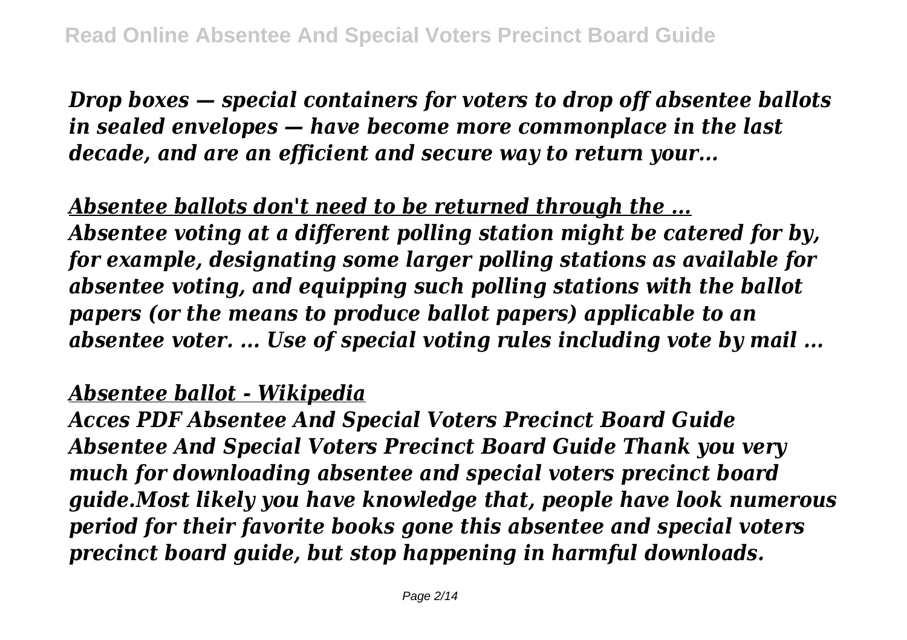*Drop boxes — special containers for voters to drop off absentee ballots in sealed envelopes — have become more commonplace in the last decade, and are an efficient and secure way to return your...*

*Absentee ballots don't need to be returned through the ...*

*Absentee voting at a different polling station might be catered for by, for example, designating some larger polling stations as available for absentee voting, and equipping such polling stations with the ballot papers (or the means to produce ballot papers) applicable to an absentee voter. ... Use of special voting rules including vote by mail ...*

*Absentee ballot - Wikipedia*

*Acces PDF Absentee And Special Voters Precinct Board Guide Absentee And Special Voters Precinct Board Guide Thank you very much for downloading absentee and special voters precinct board guide.Most likely you have knowledge that, people have look numerous period for their favorite books gone this absentee and special voters precinct board guide, but stop happening in harmful downloads.*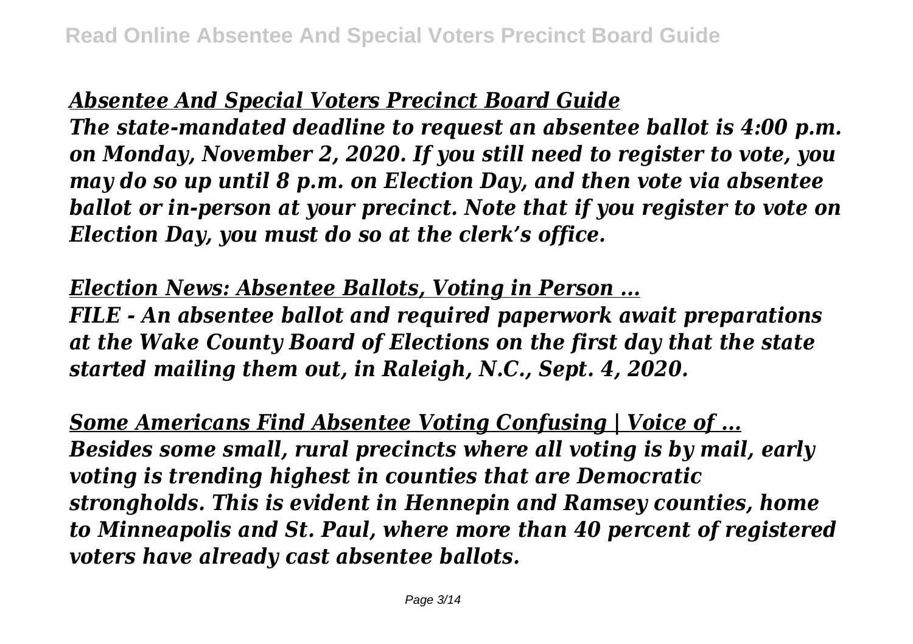*[Absentee And Special Voters Precinct Board Guide](#)*

***The state-mandated deadline to request an absentee ballot is 4:00 p.m. on Monday, November 2, 2020. If you still need to register to vote, you may do so up until 8 p.m. on Election Day, and then vote via absentee ballot or in-person at your precinct. Note that if you register to vote on Election Day, you must do so at the clerk's office.***

*[Election News: Absentee Ballots, Voting in Person ...](#)*

***FILE - An absentee ballot and required paperwork await preparations at the Wake County Board of Elections on the first day that the state started mailing them out, in Raleigh, N.C., Sept. 4, 2020.***

*[Some Americans Find Absentee Voting Confusing | Voice of ...](#)*

***Besides some small, rural precincts where all voting is by mail, early voting is trending highest in counties that are Democratic strongholds. This is evident in Hennepin and Ramsey counties, home to Minneapolis and St. Paul, where more than 40 percent of registered voters have already cast absentee ballots.***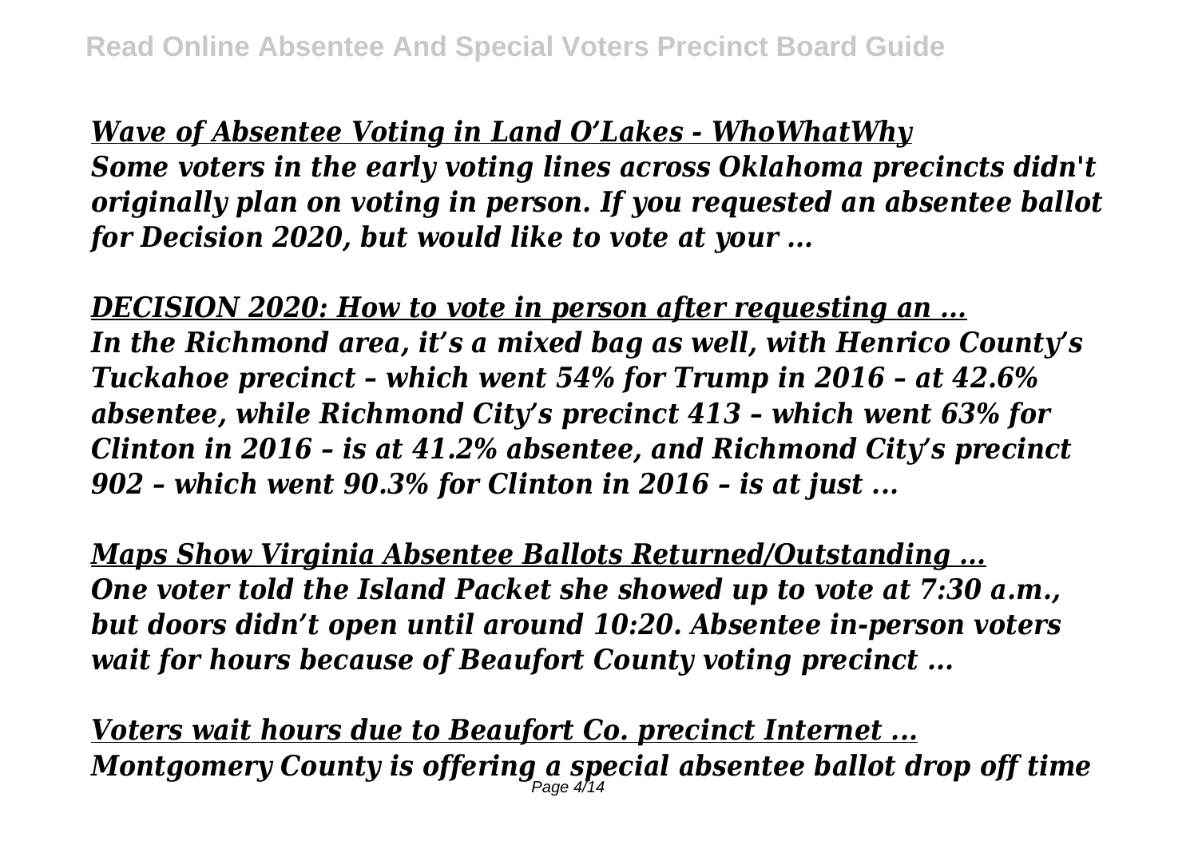***Wave of Absentee Voting in Land O'Lakes - WhoWhatWhy***

***Some voters in the early voting lines across Oklahoma precincts didn't originally plan on voting in person. If you requested an absentee ballot for Decision 2020, but would like to vote at your ...***

***DECISION 2020: How to vote in person after requesting an ...***

***In the Richmond area, it's a mixed bag as well, with Henrico County's Tuckahoe precinct – which went 54% for Trump in 2016 – at 42.6% absentee, while Richmond City's precinct 413 – which went 63% for Clinton in 2016 – is at 41.2% absentee, and Richmond City's precinct 902 – which went 90.3% for Clinton in 2016 – is at just ...***

***Maps Show Virginia Absentee Ballots Returned/Outstanding ...***

***One voter told the Island Packet she showed up to vote at 7:30 a.m., but doors didn't open until around 10:20. Absentee in-person voters wait for hours because of Beaufort County voting precinct ...***

***Voters wait hours due to Beaufort Co. precinct Internet ...***

***Montgomery County is offering a special absentee ballot drop off time***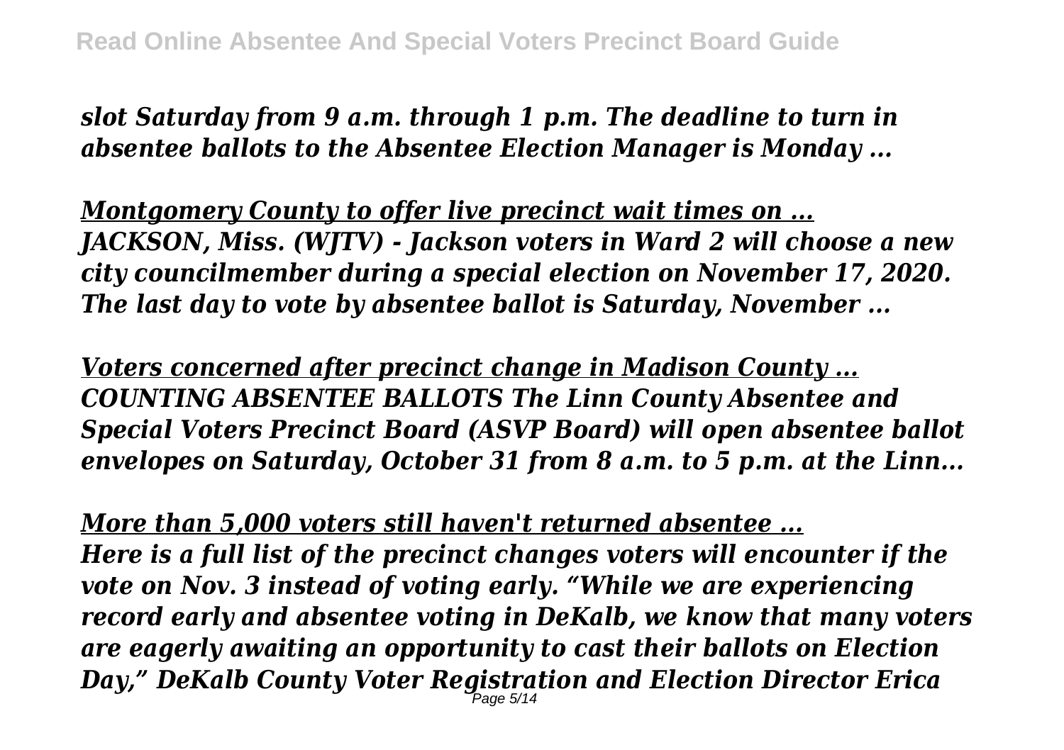*slot Saturday from 9 a.m. through 1 p.m. The deadline to turn in absentee ballots to the Absentee Election Manager is Monday ...*

*Montgomery County to offer live precinct wait times on ...*
*JACKSON, Miss. (WJTV) - Jackson voters in Ward 2 will choose a new city councilmember during a special election on November 17, 2020. The last day to vote by absentee ballot is Saturday, November ...*

*Voters concerned after precinct change in Madison County ...*
*COUNTING ABSENTEE BALLOTS The Linn County Absentee and Special Voters Precinct Board (ASVP Board) will open absentee ballot envelopes on Saturday, October 31 from 8 a.m. to 5 p.m. at the Linn...*

*More than 5,000 voters still haven't returned absentee ...*
*Here is a full list of the precinct changes voters will encounter if the vote on Nov. 3 instead of voting early. "While we are experiencing record early and absentee voting in DeKalb, we know that many voters are eagerly awaiting an opportunity to cast their ballots on Election Day," DeKalb County Voter Registration and Election Director Erica*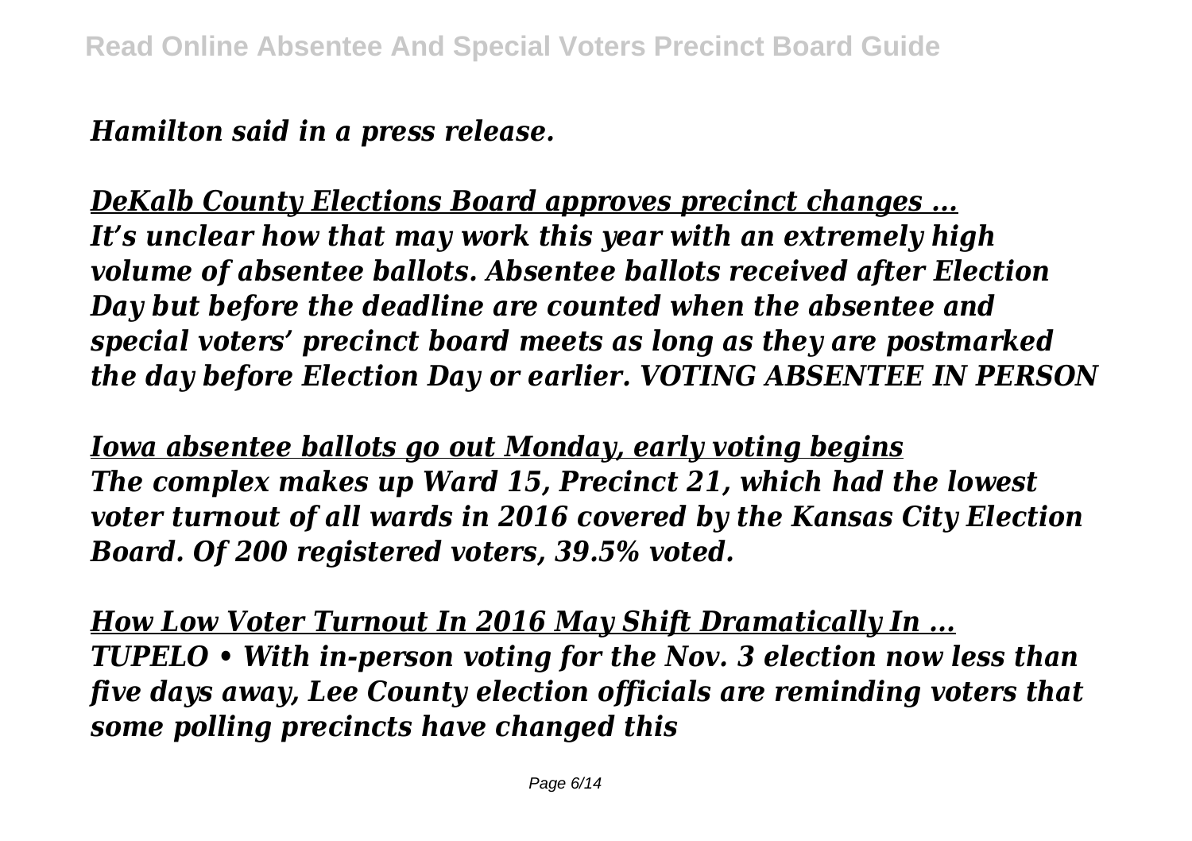*Hamilton said in a press release.*

***DeKalb County Elections Board approves precinct changes ...***
***It's unclear how that may work this year with an extremely high volume of absentee ballots. Absentee ballots received after Election Day but before the deadline are counted when the absentee and special voters' precinct board meets as long as they are postmarked the day before Election Day or earlier. VOTING ABSENTEE IN PERSON***

***Iowa absentee ballots go out Monday, early voting begins***
***The complex makes up Ward 15, Precinct 21, which had the lowest voter turnout of all wards in 2016 covered by the Kansas City Election Board. Of 200 registered voters, 39.5% voted.***

***How Low Voter Turnout In 2016 May Shift Dramatically In ...***
***TUPELO • With in-person voting for the Nov. 3 election now less than five days away, Lee County election officials are reminding voters that some polling precincts have changed this***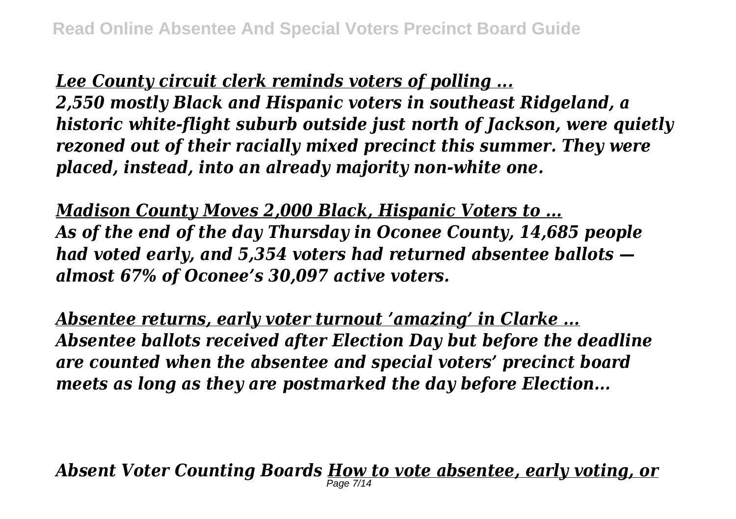*Lee County circuit clerk reminds voters of polling ...*
***2,550 mostly Black and Hispanic voters in southeast Ridgeland, a historic white-flight suburb outside just north of Jackson, were quietly rezoned out of their racially mixed precinct this summer. They were placed, instead, into an already majority non-white one.***

*Madison County Moves 2,000 Black, Hispanic Voters to ...*
***As of the end of the day Thursday in Oconee County, 14,685 people had voted early, and 5,354 voters had returned absentee ballots — almost 67% of Oconee's 30,097 active voters.***

*Absentee returns, early voter turnout 'amazing' in Clarke ...*
***Absentee ballots received after Election Day but before the deadline are counted when the absentee and special voters' precinct board meets as long as they are postmarked the day before Election...***

***Absent Voter Counting Boards*** *How to vote absentee, early voting, or*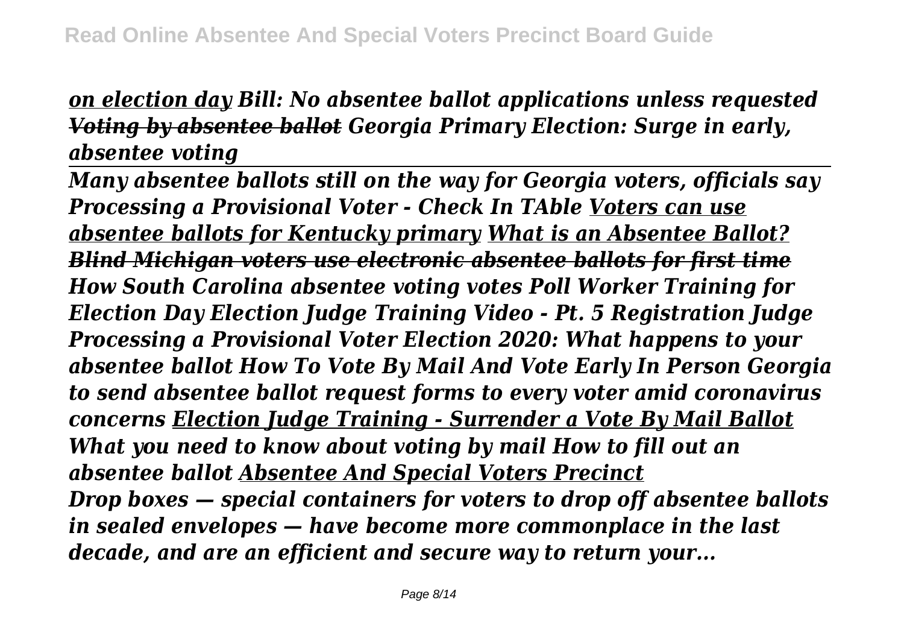*on election day Bill: No absentee ballot applications unless requested Voting by absentee ballot Georgia Primary Election: Surge in early, absentee voting*

*Many absentee ballots still on the way for Georgia voters, officials say Processing a Provisional Voter - Check In TAble Voters can use absentee ballots for Kentucky primary What is an Absentee Ballot? Blind Michigan voters use electronic absentee ballots for first time How South Carolina absentee voting votes Poll Worker Training for Election Day Election Judge Training Video - Pt. 5 Registration Judge Processing a Provisional Voter Election 2020: What happens to your absentee ballot How To Vote By Mail And Vote Early In Person Georgia to send absentee ballot request forms to every voter amid coronavirus concerns Election Judge Training - Surrender a Vote By Mail Ballot What you need to know about voting by mail How to fill out an absentee ballot Absentee And Special Voters Precinct*

*Drop boxes — special containers for voters to drop off absentee ballots in sealed envelopes — have become more commonplace in the last decade, and are an efficient and secure way to return your...*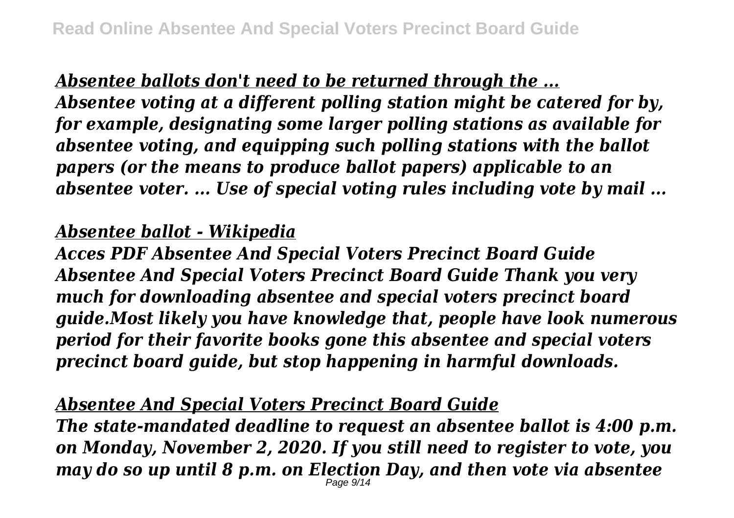***Absentee ballots don't need to be returned through the ...***

***Absentee voting at a different polling station might be catered for by, for example, designating some larger polling stations as available for absentee voting, and equipping such polling stations with the ballot papers (or the means to produce ballot papers) applicable to an absentee voter. ... Use of special voting rules including vote by mail ...***

***Absentee ballot - Wikipedia***

***Acces PDF Absentee And Special Voters Precinct Board Guide Absentee And Special Voters Precinct Board Guide Thank you very much for downloading absentee and special voters precinct board guide.Most likely you have knowledge that, people have look numerous period for their favorite books gone this absentee and special voters precinct board guide, but stop happening in harmful downloads.***

***Absentee And Special Voters Precinct Board Guide***

***The state-mandated deadline to request an absentee ballot is 4:00 p.m. on Monday, November 2, 2020. If you still need to register to vote, you may do so up until 8 p.m. on Election Day, and then vote via absentee***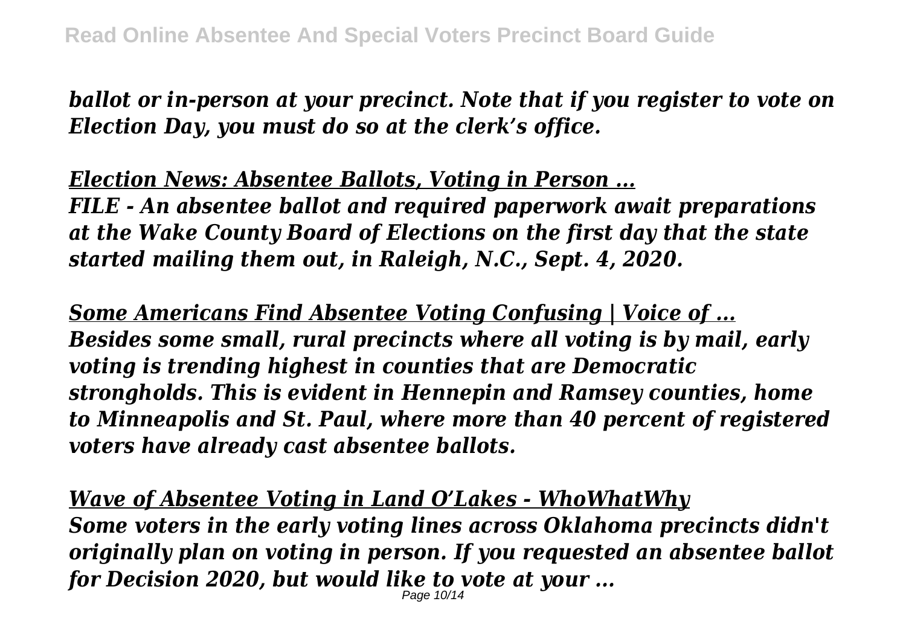*ballot or in-person at your precinct. Note that if you register to vote on Election Day, you must do so at the clerk's office.*

***Election News: Absentee Ballots, Voting in Person ...***

***FILE - An absentee ballot and required paperwork await preparations at the Wake County Board of Elections on the first day that the state started mailing them out, in Raleigh, N.C., Sept. 4, 2020.***

***Some Americans Find Absentee Voting Confusing | Voice of ...***

***Besides some small, rural precincts where all voting is by mail, early voting is trending highest in counties that are Democratic strongholds. This is evident in Hennepin and Ramsey counties, home to Minneapolis and St. Paul, where more than 40 percent of registered voters have already cast absentee ballots.***

***Wave of Absentee Voting in Land O'Lakes - WhoWhatWhy***

***Some voters in the early voting lines across Oklahoma precincts didn't originally plan on voting in person. If you requested an absentee ballot for Decision 2020, but would like to vote at your ...***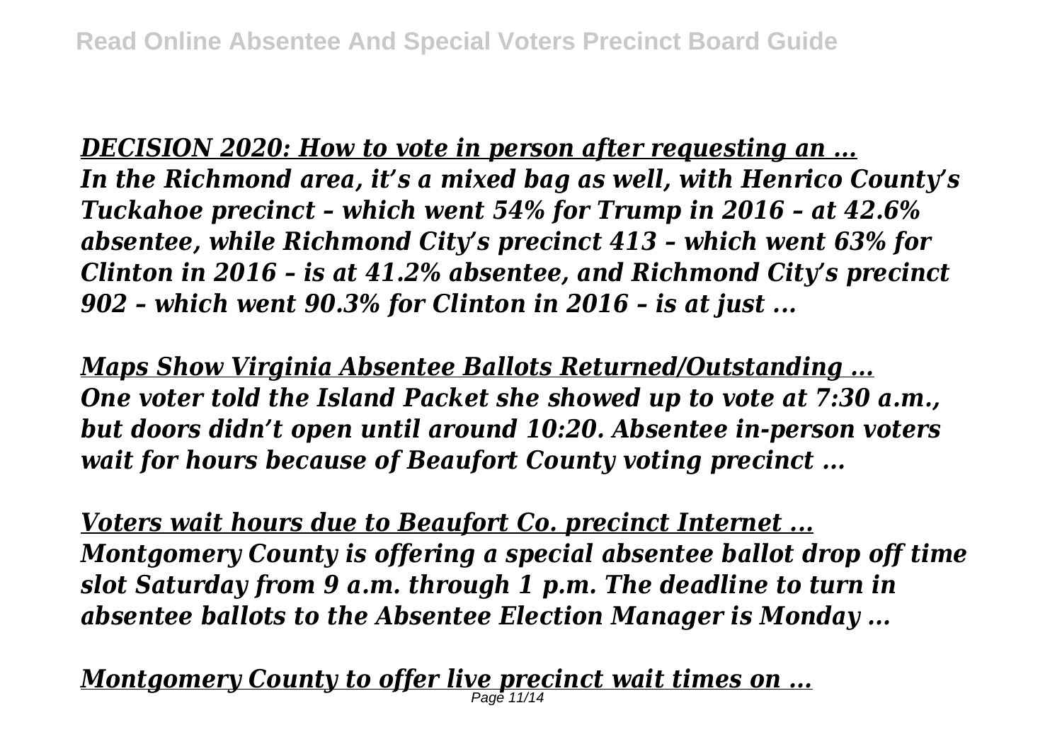*DECISION 2020: How to vote in person after requesting an ...*
*In the Richmond area, it's a mixed bag as well, with Henrico County's Tuckahoe precinct – which went 54% for Trump in 2016 – at 42.6% absentee, while Richmond City's precinct 413 – which went 63% for Clinton in 2016 – is at 41.2% absentee, and Richmond City's precinct 902 – which went 90.3% for Clinton in 2016 – is at just ...*

*Maps Show Virginia Absentee Ballots Returned/Outstanding ...*
*One voter told the Island Packet she showed up to vote at 7:30 a.m., but doors didn't open until around 10:20. Absentee in-person voters wait for hours because of Beaufort County voting precinct ...*

*Voters wait hours due to Beaufort Co. precinct Internet ...*
*Montgomery County is offering a special absentee ballot drop off time slot Saturday from 9 a.m. through 1 p.m. The deadline to turn in absentee ballots to the Absentee Election Manager is Monday ...*

*Montgomery County to offer live precinct wait times on ...*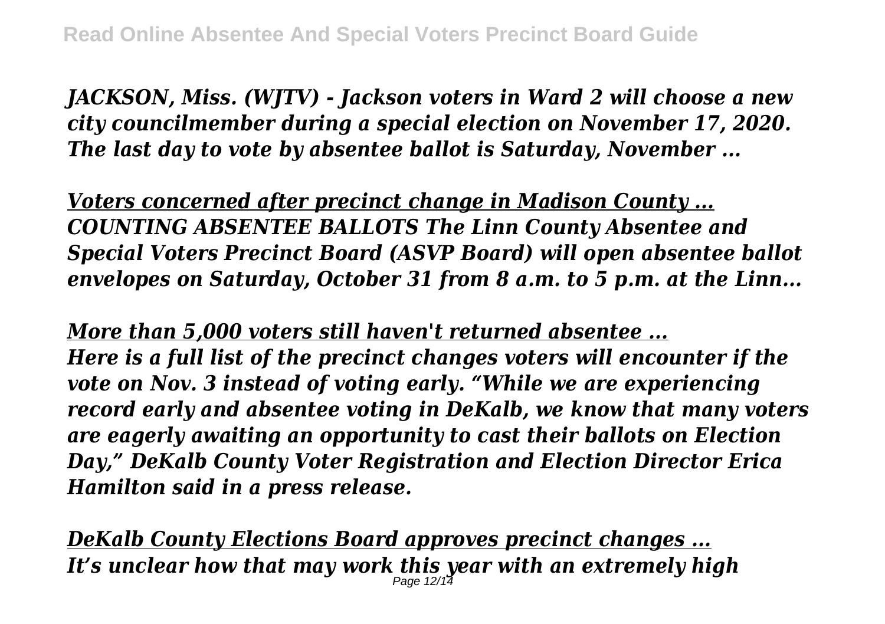*JACKSON, Miss. (WJTV) - Jackson voters in Ward 2 will choose a new city councilmember during a special election on November 17, 2020. The last day to vote by absentee ballot is Saturday, November ...*

***Voters concerned after precinct change in Madison County ...***
***COUNTING ABSENTEE BALLOTS The Linn County Absentee and Special Voters Precinct Board (ASVP Board) will open absentee ballot envelopes on Saturday, October 31 from 8 a.m. to 5 p.m. at the Linn...***

***More than 5,000 voters still haven't returned absentee ...***
***Here is a full list of the precinct changes voters will encounter if the vote on Nov. 3 instead of voting early. "While we are experiencing record early and absentee voting in DeKalb, we know that many voters are eagerly awaiting an opportunity to cast their ballots on Election Day," DeKalb County Voter Registration and Election Director Erica Hamilton said in a press release.***

***DeKalb County Elections Board approves precinct changes ...***
***It's unclear how that may work this year with an extremely high***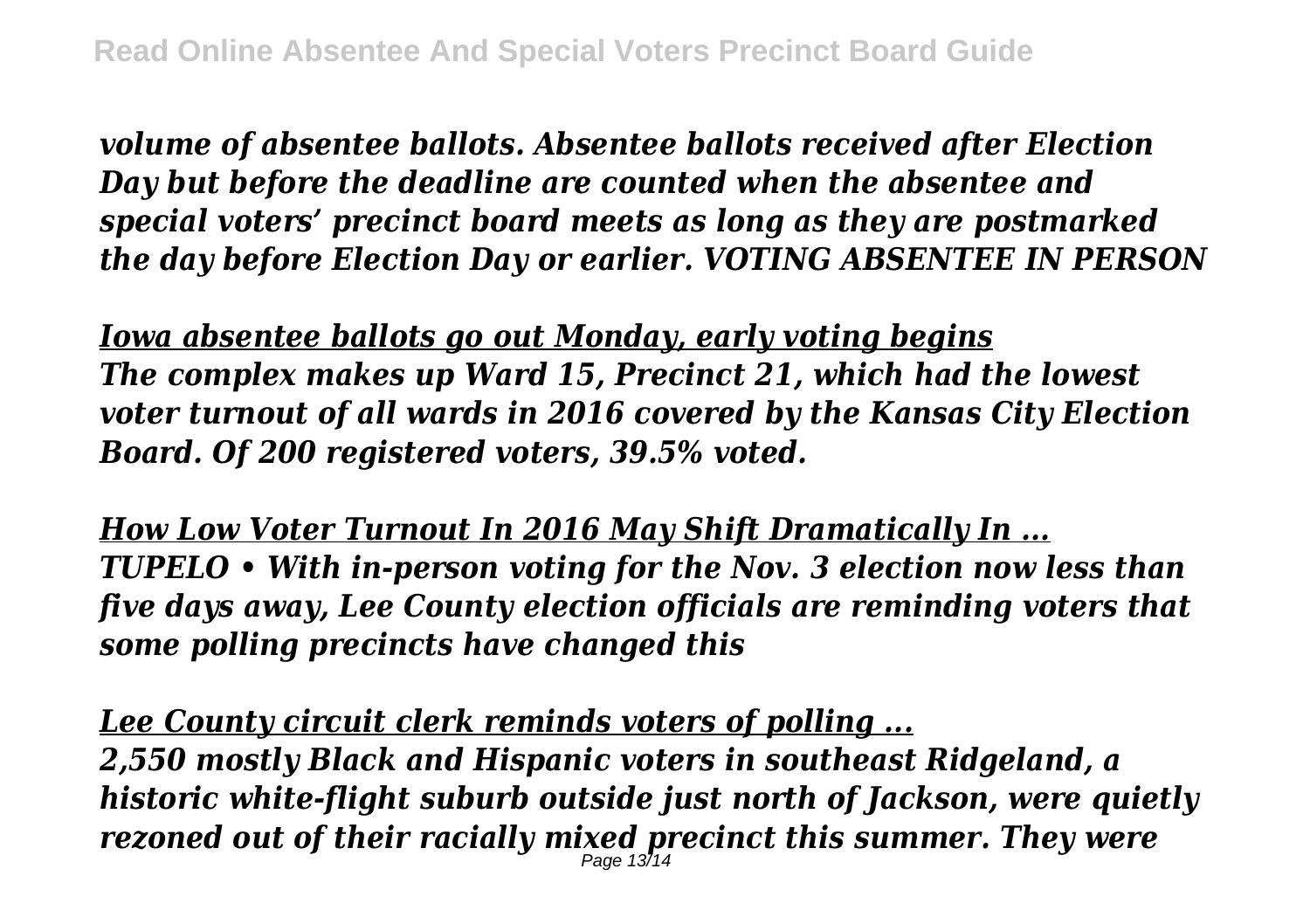*volume of absentee ballots. Absentee ballots received after Election Day but before the deadline are counted when the absentee and special voters' precinct board meets as long as they are postmarked the day before Election Day or earlier. VOTING ABSENTEE IN PERSON*

***Iowa absentee ballots go out Monday, early voting begins***

*The complex makes up Ward 15, Precinct 21, which had the lowest voter turnout of all wards in 2016 covered by the Kansas City Election Board. Of 200 registered voters, 39.5% voted.*

***How Low Voter Turnout In 2016 May Shift Dramatically In ...***

*TUPELO • With in-person voting for the Nov. 3 election now less than five days away, Lee County election officials are reminding voters that some polling precincts have changed this*

***Lee County circuit clerk reminds voters of polling ...***

*2,550 mostly Black and Hispanic voters in southeast Ridgeland, a historic white-flight suburb outside just north of Jackson, were quietly rezoned out of their racially mixed precinct this summer. They were*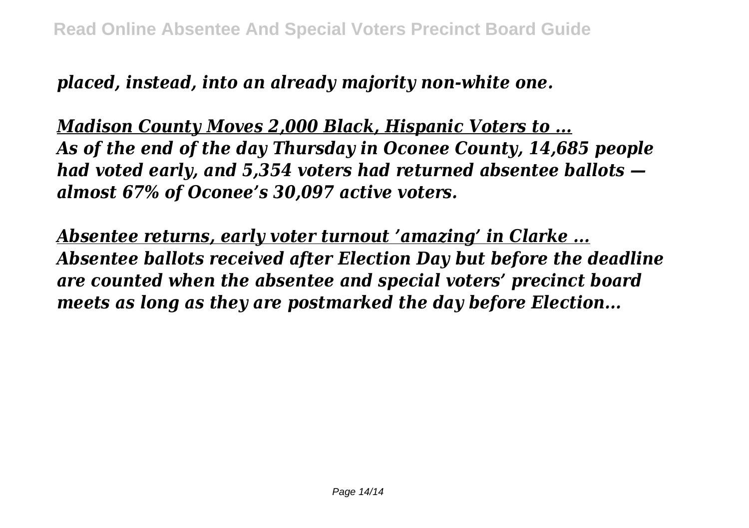*placed, instead, into an already majority non-white one.*

*Madison County Moves 2,000 Black, Hispanic Voters to ...*
*As of the end of the day Thursday in Oconee County, 14,685 people had voted early, and 5,354 voters had returned absentee ballots — almost 67% of Oconee's 30,097 active voters.*

*Absentee returns, early voter turnout 'amazing' in Clarke ...*
*Absentee ballots received after Election Day but before the deadline are counted when the absentee and special voters' precinct board meets as long as they are postmarked the day before Election...*